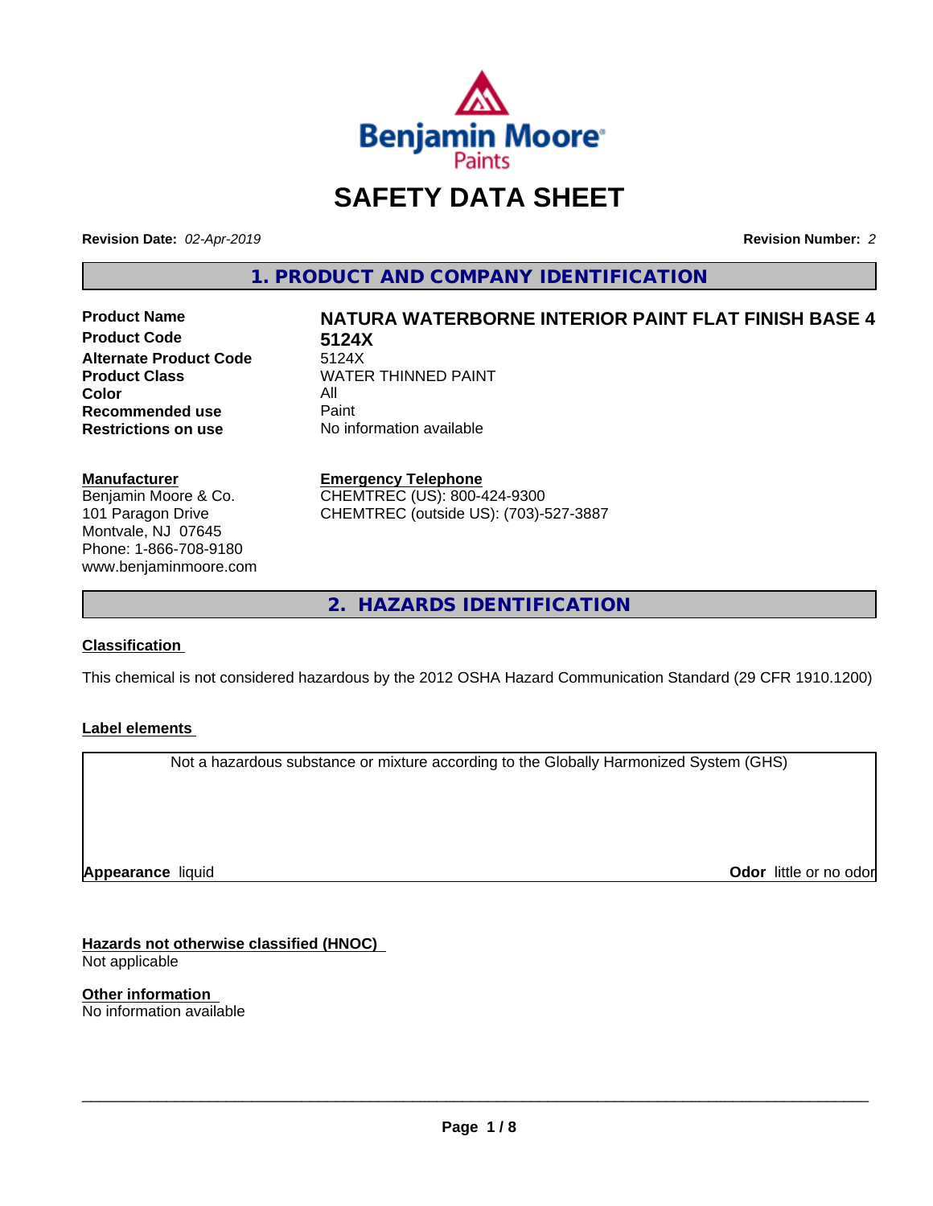# SAFETY DATA SHEET

**Revision Date:** *02-Apr-2019* **Revision Number:** *2*

## 1. PRODUCT AND COMPANY IDENTIFICATION

| | |
|---|---|
| **Product Name** | **NATURA WATERBORNE INTERIOR PAINT FLAT FINISH BASE 4** |
| **Product Code** | **5124X** |
| **Alternate Product Code** | 5124X |
| **Product Class** | WATER THINNED PAINT |
| **Color** | All |
| **Recommended use** | Paint |
| **Restrictions on use** | No information available |

**Manufacturer**
Benjamin Moore & Co.
101 Paragon Drive
Montvale, NJ 07645
Phone: 1-866-708-9180
www.benjaminmoore.com

**Emergency Telephone**
CHEMTREC (US): 800-424-9300
CHEMTREC (outside US): (703)-527-3887

## 2. HAZARDS IDENTIFICATION

**Classification**

This chemical is not considered hazardous by the 2012 OSHA Hazard Communication Standard (29 CFR 1910.1200)

**Label elements**

Not a hazardous substance or mixture according to the Globally Harmonized System (GHS)

**Appearance** liquid **Odor** little or no odor

**Hazards not otherwise classified (HNOC)**
Not applicable

**Other information**
No information available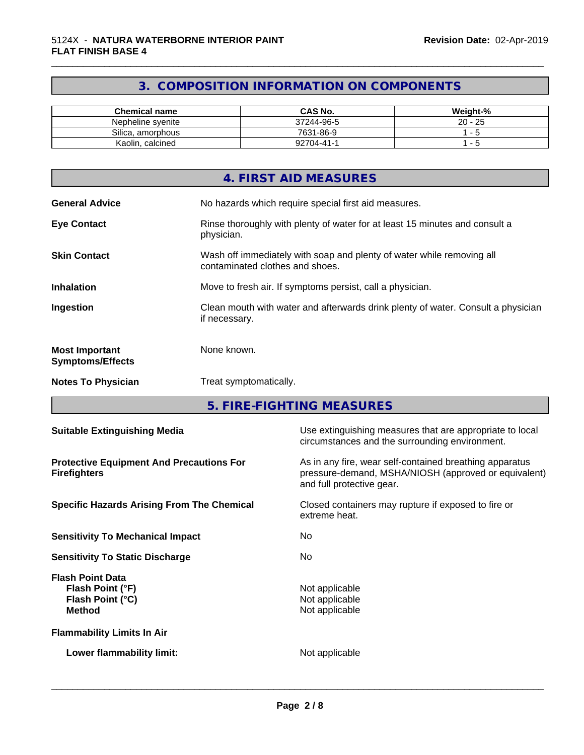## 3. COMPOSITION INFORMATION ON COMPONENTS

| Chemical name | CAS No. | Weight-% |
|---|---|---|
| Nepheline syenite | 37244-96-5 | 20 - 25 |
| Silica, amorphous | 7631-86-9 | 1 - 5 |
| Kaolin, calcined | 92704-41-1 | 1 - 5 |

## 4. FIRST AID MEASURES

**General Advice** No hazards which require special first aid measures.

**Eye Contact** Rinse thoroughly with plenty of water for at least 15 minutes and consult a physician.

**Skin Contact** Wash off immediately with soap and plenty of water while removing all contaminated clothes and shoes.

**Inhalation** Move to fresh air. If symptoms persist, call a physician.

**Ingestion** Clean mouth with water and afterwards drink plenty of water. Consult a physician if necessary.

**Most Important Symptoms/Effects** None known.

**Notes To Physician** Treat symptomatically.

## 5. FIRE-FIGHTING MEASURES

**Suitable Extinguishing Media** Use extinguishing measures that are appropriate to local circumstances and the surrounding environment.

**Protective Equipment And Precautions For Firefighters** As in any fire, wear self-contained breathing apparatus pressure-demand, MSHA/NIOSH (approved or equivalent) and full protective gear.

**Specific Hazards Arising From The Chemical** Closed containers may rupture if exposed to fire or extreme heat.

**Sensitivity To Mechanical Impact** No

**Sensitivity To Static Discharge** No

**Flash Point Data**
**Flash Point (°F)** Not applicable
**Flash Point (°C)** Not applicable
**Method** Not applicable

**Flammability Limits In Air**

**Lower flammability limit:** Not applicable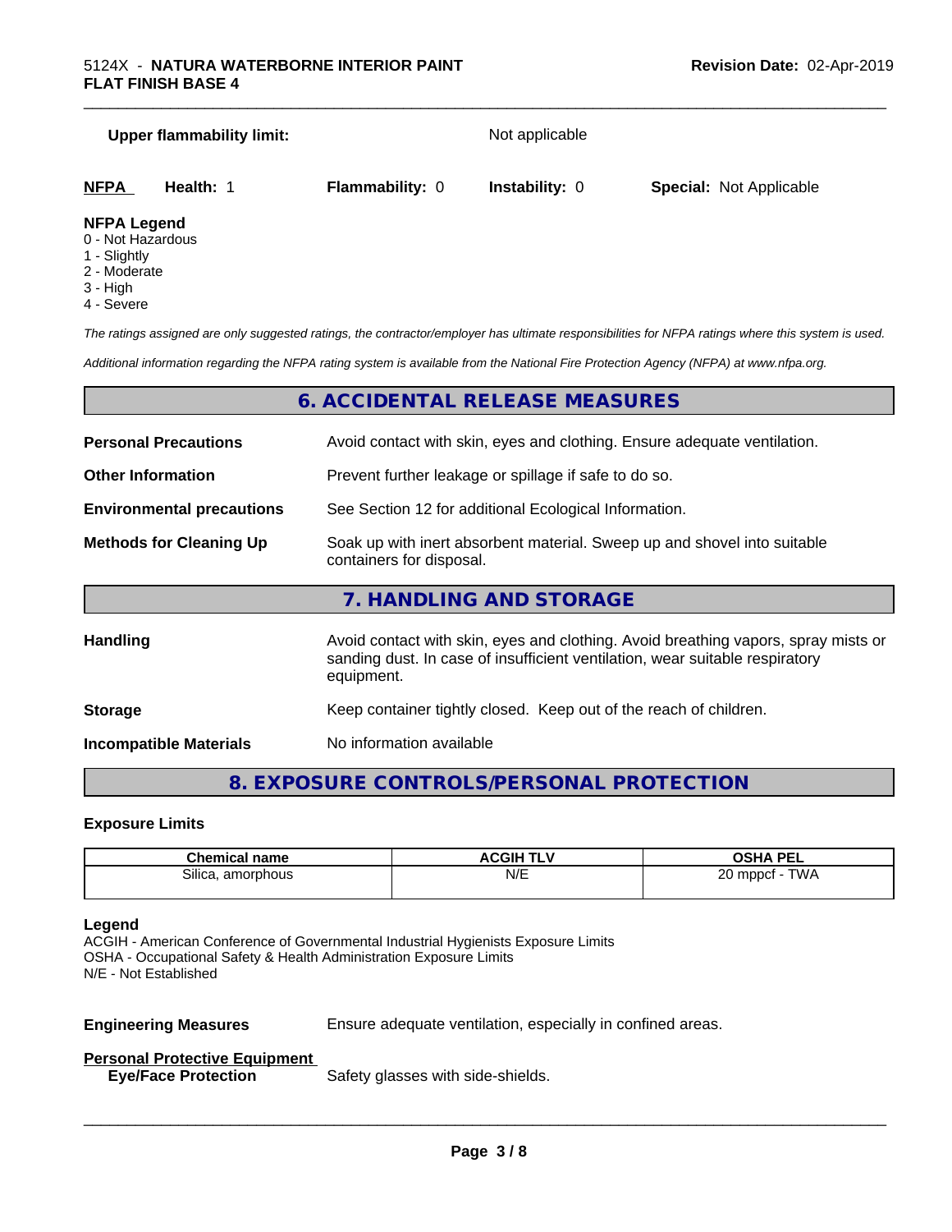**Upper flammability limit:** Not applicable

| **NFPA** | **Health:** 1 | **Flammability:** 0 | **Instability:** 0 | **Special:** Not Applicable |
|---|---|---|---|---|

**NFPA Legend**
- 0 - Not Hazardous
- 1 - Slightly
- 2 - Moderate
- 3 - High
- 4 - Severe

*The ratings assigned are only suggested ratings, the contractor/employer has ultimate responsibilities for NFPA ratings where this system is used.*

*Additional information regarding the NFPA rating system is available from the National Fire Protection Agency (NFPA) at www.nfpa.org.*

## 6. ACCIDENTAL RELEASE MEASURES

**Personal Precautions** Avoid contact with skin, eyes and clothing. Ensure adequate ventilation.

**Other Information** Prevent further leakage or spillage if safe to do so.

**Environmental precautions** See Section 12 for additional Ecological Information.

**Methods for Cleaning Up** Soak up with inert absorbent material. Sweep up and shovel into suitable containers for disposal.

## 7. HANDLING AND STORAGE

**Handling** Avoid contact with skin, eyes and clothing. Avoid breathing vapors, spray mists or sanding dust. In case of insufficient ventilation, wear suitable respiratory equipment.

**Storage** Keep container tightly closed. Keep out of the reach of children.

**Incompatible Materials** No information available

## 8. EXPOSURE CONTROLS/PERSONAL PROTECTION

### Exposure Limits

| Chemical name | ACGIH TLV | OSHA PEL |
|---|---|---|
| Silica, amorphous | N/E | 20 mppcf - TWA |

**Legend**
ACGIH - American Conference of Governmental Industrial Hygienists Exposure Limits
OSHA - Occupational Safety & Health Administration Exposure Limits
N/E - Not Established

**Engineering Measures** Ensure adequate ventilation, especially in confined areas.

**Personal Protective Equipment**
**Eye/Face Protection** Safety glasses with side-shields.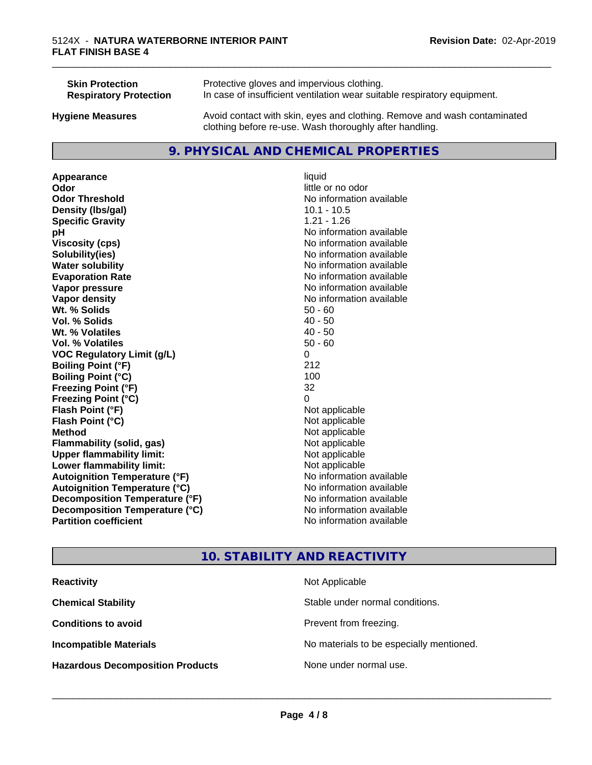| | |
|---|---|
| **Skin Protection** | Protective gloves and impervious clothing. |
| **Respiratory Protection** | In case of insufficient ventilation wear suitable respiratory equipment. |
| **Hygiene Measures** | Avoid contact with skin, eyes and clothing. Remove and wash contaminated clothing before re-use. Wash thoroughly after handling. |

## 9. PHYSICAL AND CHEMICAL PROPERTIES

| | |
|---|---|
| **Appearance** | liquid |
| **Odor** | little or no odor |
| **Odor Threshold** | No information available |
| **Density (lbs/gal)** | 10.1 - 10.5 |
| **Specific Gravity** | 1.21 - 1.26 |
| **pH** | No information available |
| **Viscosity (cps)** | No information available |
| **Solubility(ies)** | No information available |
| **Water solubility** | No information available |
| **Evaporation Rate** | No information available |
| **Vapor pressure** | No information available |
| **Vapor density** | No information available |
| **Wt. % Solids** | 50 - 60 |
| **Vol. % Solids** | 40 - 50 |
| **Wt. % Volatiles** | 40 - 50 |
| **Vol. % Volatiles** | 50 - 60 |
| **VOC Regulatory Limit (g/L)** | 0 |
| **Boiling Point (°F)** | 212 |
| **Boiling Point (°C)** | 100 |
| **Freezing Point (°F)** | 32 |
| **Freezing Point (°C)** | 0 |
| **Flash Point (°F)** | Not applicable |
| **Flash Point (°C)** | Not applicable |
| **Method** | Not applicable |
| **Flammability (solid, gas)** | Not applicable |
| **Upper flammability limit:** | Not applicable |
| **Lower flammability limit:** | Not applicable |
| **Autoignition Temperature (°F)** | No information available |
| **Autoignition Temperature (°C)** | No information available |
| **Decomposition Temperature (°F)** | No information available |
| **Decomposition Temperature (°C)** | No information available |
| **Partition coefficient** | No information available |

## 10. STABILITY AND REACTIVITY

| | |
|---|---|
| **Reactivity** | Not Applicable |
| **Chemical Stability** | Stable under normal conditions. |
| **Conditions to avoid** | Prevent from freezing. |
| **Incompatible Materials** | No materials to be especially mentioned. |
| **Hazardous Decomposition Products** | None under normal use. |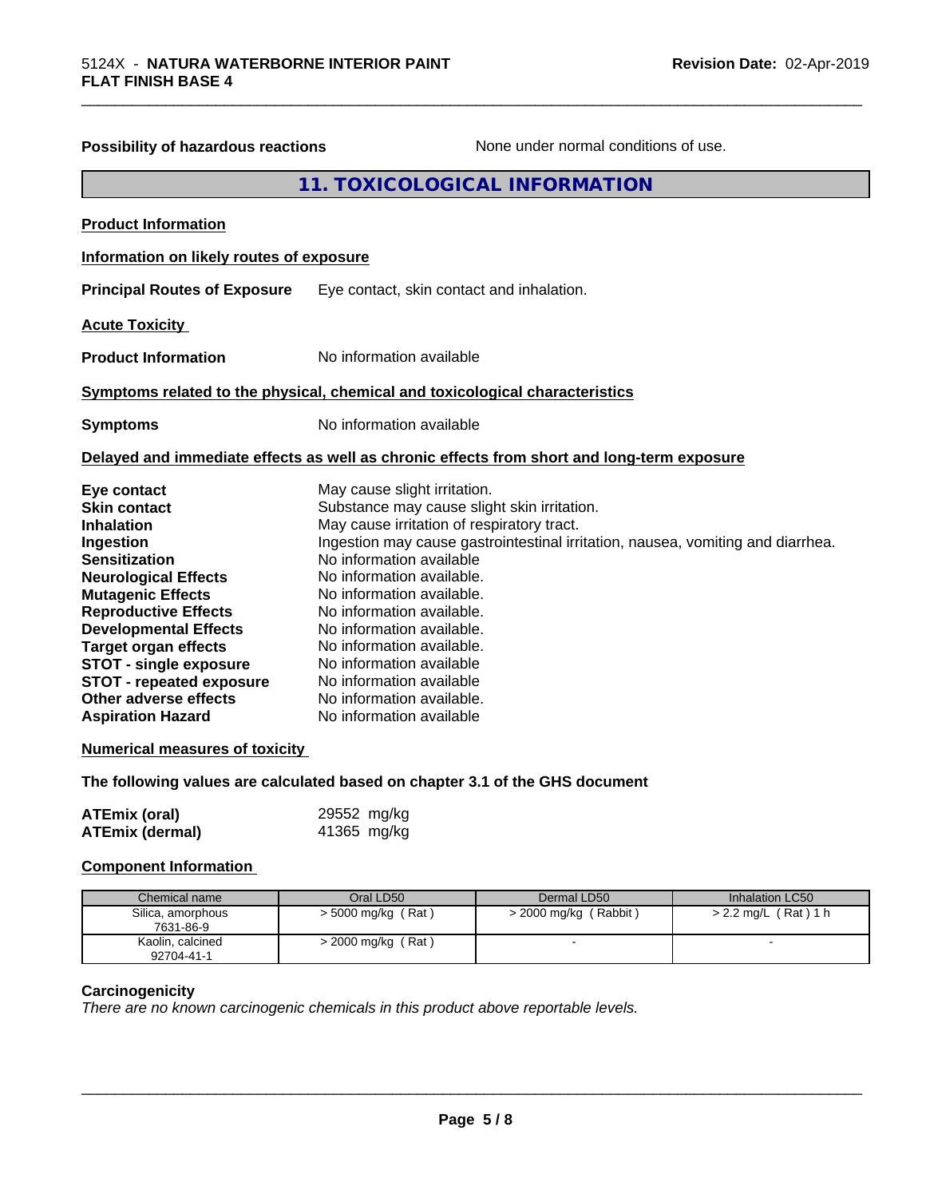**Possibility of hazardous reactions** None under normal conditions of use.

## 11. TOXICOLOGICAL INFORMATION

**Product Information**

**Information on likely routes of exposure**

**Principal Routes of Exposure** Eye contact, skin contact and inhalation.

**Acute Toxicity**

**Product Information** No information available

**Symptoms related to the physical, chemical and toxicological characteristics**

**Symptoms** No information available

**Delayed and immediate effects as well as chronic effects from short and long-term exposure**

**Eye contact** May cause slight irritation.
**Skin contact** Substance may cause slight skin irritation.
**Inhalation** May cause irritation of respiratory tract.
**Ingestion** Ingestion may cause gastrointestinal irritation, nausea, vomiting and diarrhea.
**Sensitization** No information available
**Neurological Effects** No information available.
**Mutagenic Effects** No information available.
**Reproductive Effects** No information available.
**Developmental Effects** No information available.
**Target organ effects** No information available.
**STOT - single exposure** No information available
**STOT - repeated exposure** No information available
**Other adverse effects** No information available.
**Aspiration Hazard** No information available

**Numerical measures of toxicity**

**The following values are calculated based on chapter 3.1 of the GHS document**

**ATEmix (oral)** 29552 mg/kg
**ATEmix (dermal)** 41365 mg/kg

**Component Information**

| Chemical name | Oral LD50 | Dermal LD50 | Inhalation LC50 |
|---|---|---|---|
| Silica, amorphous 7631-86-9 | > 5000 mg/kg ( Rat ) | > 2000 mg/kg ( Rabbit ) | > 2.2 mg/L ( Rat ) 1 h |
| Kaolin, calcined 92704-41-1 | > 2000 mg/kg ( Rat ) | - | - |

**Carcinogenicity**

*There are no known carcinogenic chemicals in this product above reportable levels.*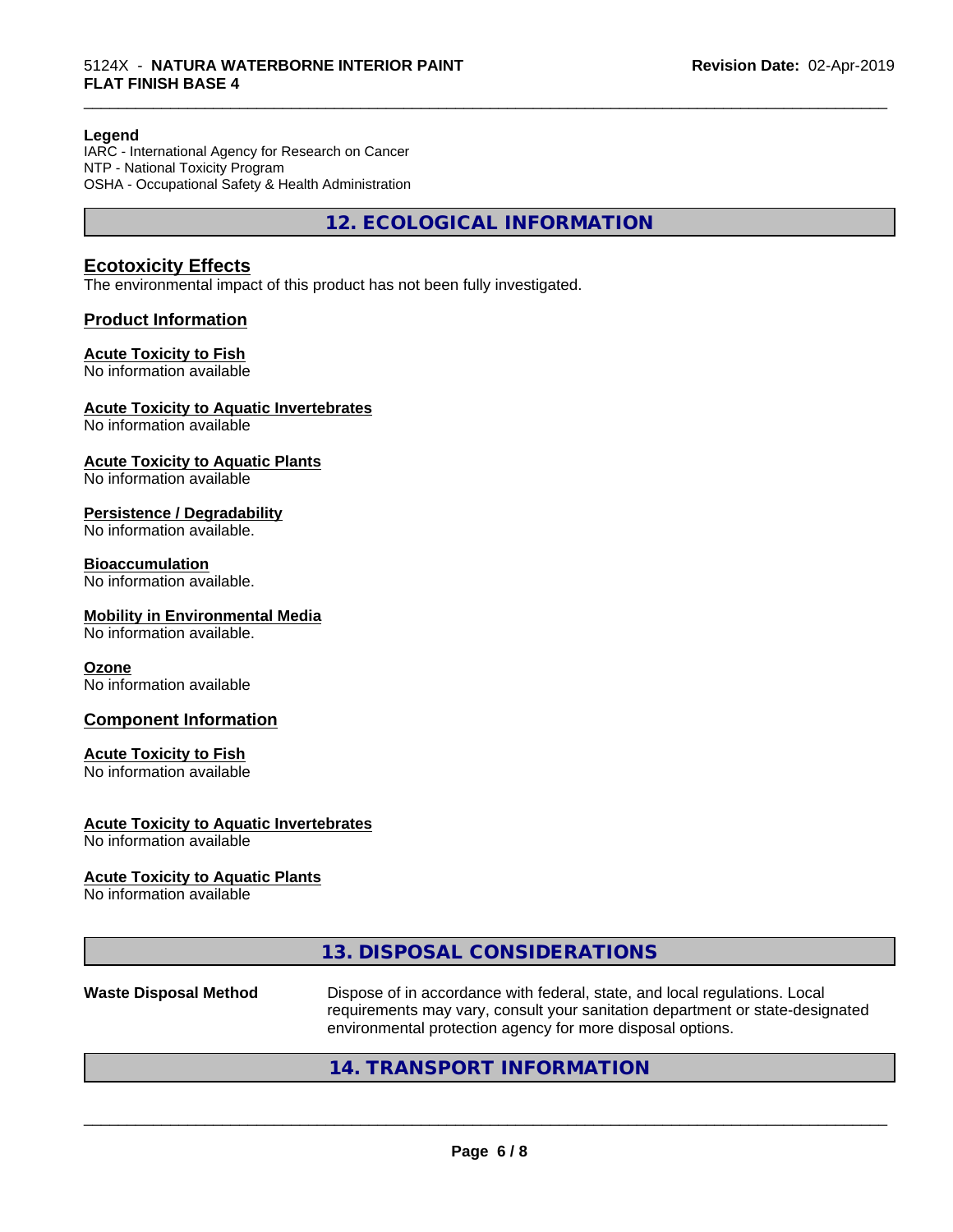**Legend**
IARC - International Agency for Research on Cancer
NTP - National Toxicity Program
OSHA - Occupational Safety & Health Administration

## 12. ECOLOGICAL INFORMATION

### Ecotoxicity Effects

The environmental impact of this product has not been fully investigated.

### Product Information

**Acute Toxicity to Fish**
No information available

**Acute Toxicity to Aquatic Invertebrates**
No information available

**Acute Toxicity to Aquatic Plants**
No information available

**Persistence / Degradability**
No information available.

**Bioaccumulation**
No information available.

**Mobility in Environmental Media**
No information available.

**Ozone**
No information available

### Component Information

**Acute Toxicity to Fish**
No information available

**Acute Toxicity to Aquatic Invertebrates**
No information available

**Acute Toxicity to Aquatic Plants**
No information available

## 13. DISPOSAL CONSIDERATIONS

**Waste Disposal Method** Dispose of in accordance with federal, state, and local regulations. Local requirements may vary, consult your sanitation department or state-designated environmental protection agency for more disposal options.

## 14. TRANSPORT INFORMATION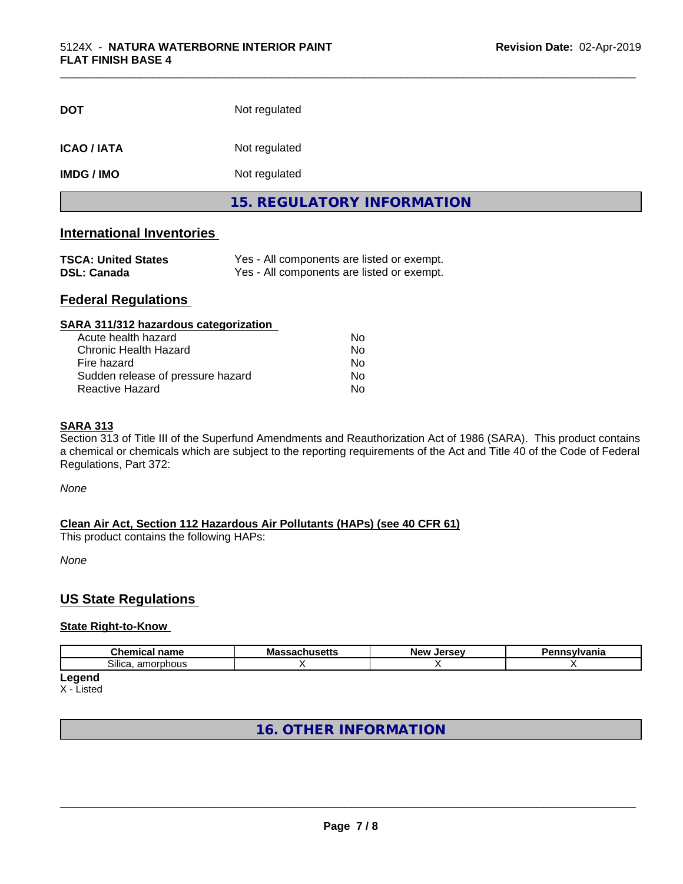| | |
|---|---|
| **DOT** | Not regulated |
| **ICAO / IATA** | Not regulated |
| **IMDG / IMO** | Not regulated |

## 15. REGULATORY INFORMATION

### International Inventories

| | |
|---|---|
| **TSCA: United States** | Yes - All components are listed or exempt. |
| **DSL: Canada** | Yes - All components are listed or exempt. |

### Federal Regulations

**SARA 311/312 hazardous categorization**

| | |
|---|---|
| Acute health hazard | No |
| Chronic Health Hazard | No |
| Fire hazard | No |
| Sudden release of pressure hazard | No |
| Reactive Hazard | No |

**SARA 313**

Section 313 of Title III of the Superfund Amendments and Reauthorization Act of 1986 (SARA). This product contains a chemical or chemicals which are subject to the reporting requirements of the Act and Title 40 of the Code of Federal Regulations, Part 372:

*None*

**Clean Air Act, Section 112 Hazardous Air Pollutants (HAPs) (see 40 CFR 61)**

This product contains the following HAPs:

*None*

### US State Regulations

**State Right-to-Know**

| Chemical name | Massachusetts | New Jersey | Pennsylvania |
|---|---|---|---|
| Silica, amorphous | X | X | X |

**Legend**

X - Listed

## 16. OTHER INFORMATION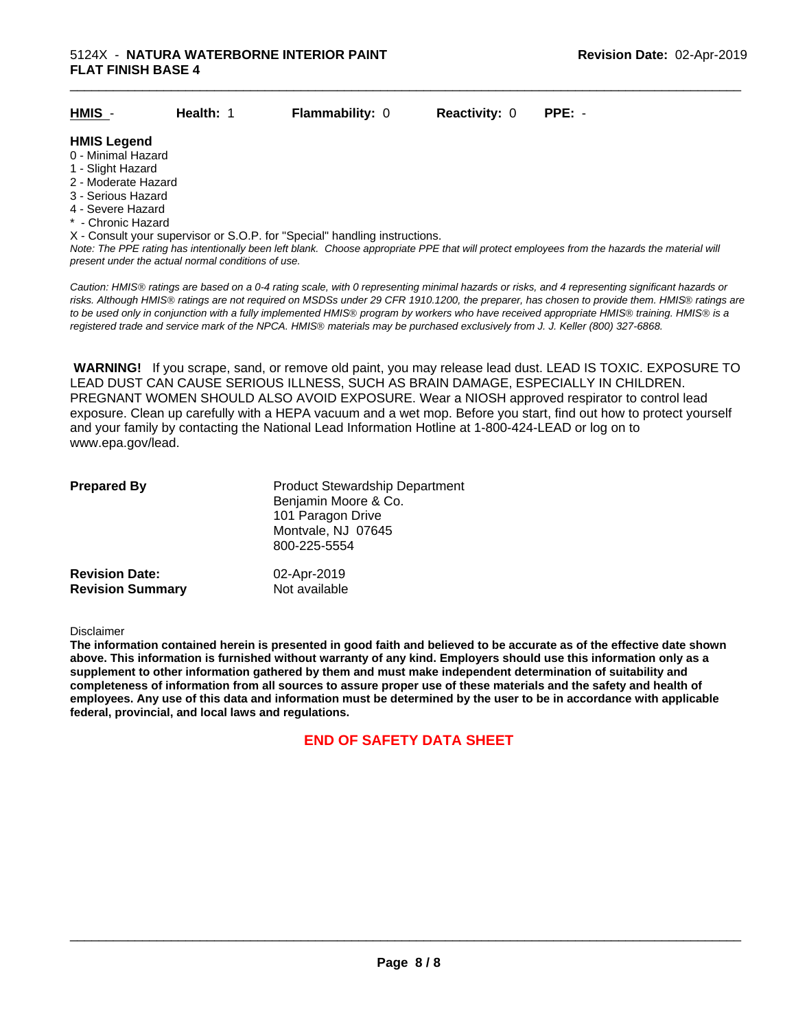| HMIS - | Health: 1 | Flammability: 0 | Reactivity: 0 | PPE: - |
| --- | --- | --- | --- | --- |

**HMIS Legend**

0 - Minimal Hazard
1 - Slight Hazard
2 - Moderate Hazard
3 - Serious Hazard
4 - Severe Hazard
* - Chronic Hazard
X - Consult your supervisor or S.O.P. for "Special" handling instructions.

*Note: The PPE rating has intentionally been left blank. Choose appropriate PPE that will protect employees from the hazards the material will present under the actual normal conditions of use.*

*Caution: HMIS® ratings are based on a 0-4 rating scale, with 0 representing minimal hazards or risks, and 4 representing significant hazards or risks. Although HMIS® ratings are not required on MSDSs under 29 CFR 1910.1200, the preparer, has chosen to provide them. HMIS® ratings are to be used only in conjunction with a fully implemented HMIS® program by workers who have received appropriate HMIS® training. HMIS® is a registered trade and service mark of the NPCA. HMIS® materials may be purchased exclusively from J. J. Keller (800) 327-6868.*

**WARNING!** If you scrape, sand, or remove old paint, you may release lead dust. LEAD IS TOXIC. EXPOSURE TO LEAD DUST CAN CAUSE SERIOUS ILLNESS, SUCH AS BRAIN DAMAGE, ESPECIALLY IN CHILDREN. PREGNANT WOMEN SHOULD ALSO AVOID EXPOSURE. Wear a NIOSH approved respirator to control lead exposure. Clean up carefully with a HEPA vacuum and a wet mop. Before you start, find out how to protect yourself and your family by contacting the National Lead Information Hotline at 1-800-424-LEAD or log on to www.epa.gov/lead.

| | |
| --- | --- |
| **Prepared By** | Product Stewardship Department<br>Benjamin Moore & Co.<br>101 Paragon Drive<br>Montvale, NJ 07645<br>800-225-5554 |
| **Revision Date:** | 02-Apr-2019 |
| **Revision Summary** | Not available |

Disclaimer

**The information contained herein is presented in good faith and believed to be accurate as of the effective date shown above. This information is furnished without warranty of any kind. Employers should use this information only as a supplement to other information gathered by them and must make independent determination of suitability and completeness of information from all sources to assure proper use of these materials and the safety and health of employees. Any use of this data and information must be determined by the user to be in accordance with applicable federal, provincial, and local laws and regulations.**

**END OF SAFETY DATA SHEET**